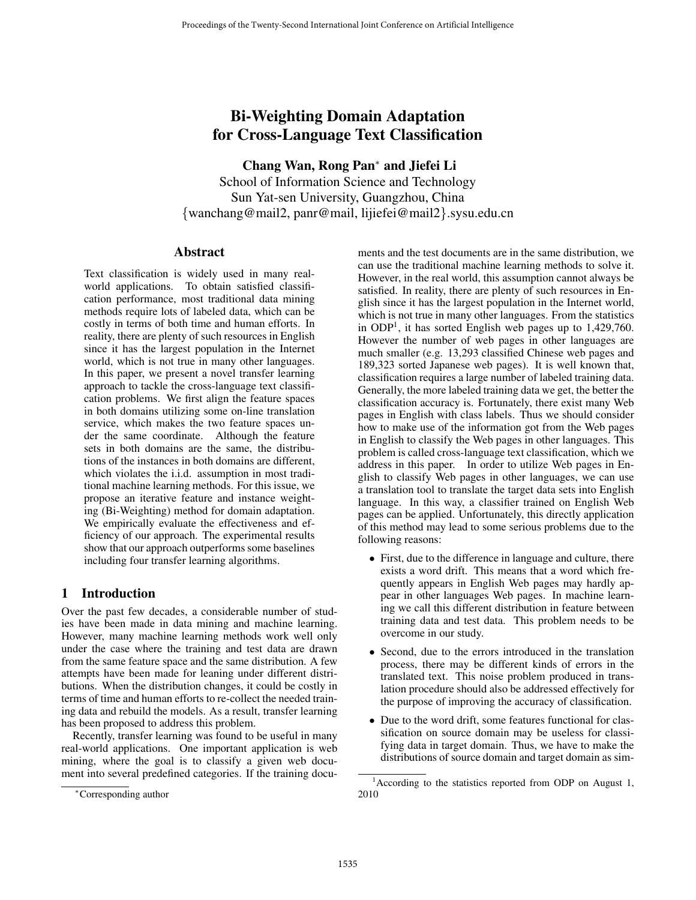# Bi-Weighting Domain Adaptation for Cross-Language Text Classification

**Chang Wan, Rong Pan[*] and Jiefei Li**

School of Information Science and Technology
Sun Yat-sen University, Guangzhou, China
{wanchang@mail2, panr@mail, lijiefei@mail2}.sysu.edu.cn

## Abstract

Text classification is widely used in many real-world applications. To obtain satisfied classification performance, most traditional data mining methods require lots of labeled data, which can be costly in terms of both time and human efforts. In reality, there are plenty of such resources in English since it has the largest population in the Internet world, which is not true in many other languages. In this paper, we present a novel transfer learning approach to tackle the cross-language text classification problems. We first align the feature spaces in both domains utilizing some on-line translation service, which makes the two feature spaces under the same coordinate. Although the feature sets in both domains are the same, the distributions of the instances in both domains are different, which violates the i.i.d. assumption in most traditional machine learning methods. For this issue, we propose an iterative feature and instance weighting (Bi-Weighting) method for domain adaptation. We empirically evaluate the effectiveness and efficiency of our approach. The experimental results show that our approach outperforms some baselines including four transfer learning algorithms.

## 1 Introduction

Over the past few decades, a considerable number of studies have been made in data mining and machine learning. However, many machine learning methods work well only under the case where the training and test data are drawn from the same feature space and the same distribution. A few attempts have been made for leaning under different distributions. When the distribution changes, it could be costly in terms of time and human efforts to re-collect the needed training data and rebuild the models. As a result, transfer learning has been proposed to address this problem.

Recently, transfer learning was found to be useful in many real-world applications. One important application is web mining, where the goal is to classify a given web document into several predefined categories. If the training documents and the test documents are in the same distribution, we can use the traditional machine learning methods to solve it. However, in the real world, this assumption cannot always be satisfied. In reality, there are plenty of such resources in English since it has the largest population in the Internet world, which is not true in many other languages. From the statistics in ODP[1], it has sorted English web pages up to 1,429,760. However the number of web pages in other languages are much smaller (e.g. 13,293 classified Chinese web pages and 189,323 sorted Japanese web pages). It is well known that, classification requires a large number of labeled training data. Generally, the more labeled training data we get, the better the classification accuracy is. Fortunately, there exist many Web pages in English with class labels. Thus we should consider how to make use of the information got from the Web pages in English to classify the Web pages in other languages. This problem is called cross-language text classification, which we address in this paper. In order to utilize Web pages in English to classify Web pages in other languages, we can use a translation tool to translate the target data sets into English language. In this way, a classifier trained on English Web pages can be applied. Unfortunately, this directly application of this method may lead to some serious problems due to the following reasons:

- First, due to the difference in language and culture, there exists a word drift. This means that a word which frequently appears in English Web pages may hardly appear in other languages Web pages. In machine learning we call this different distribution in feature between training data and test data. This problem needs to be overcome in our study.
- Second, due to the errors introduced in the translation process, there may be different kinds of errors in the translated text. This noise problem produced in translation procedure should also be addressed effectively for the purpose of improving the accuracy of classification.
- Due to the word drift, some features functional for classification on source domain may be useless for classifying data in target domain. Thus, we have to make the distributions of source domain and target domain as sim-

[*] Corresponding author

[1] According to the statistics reported from ODP on August 1, 2010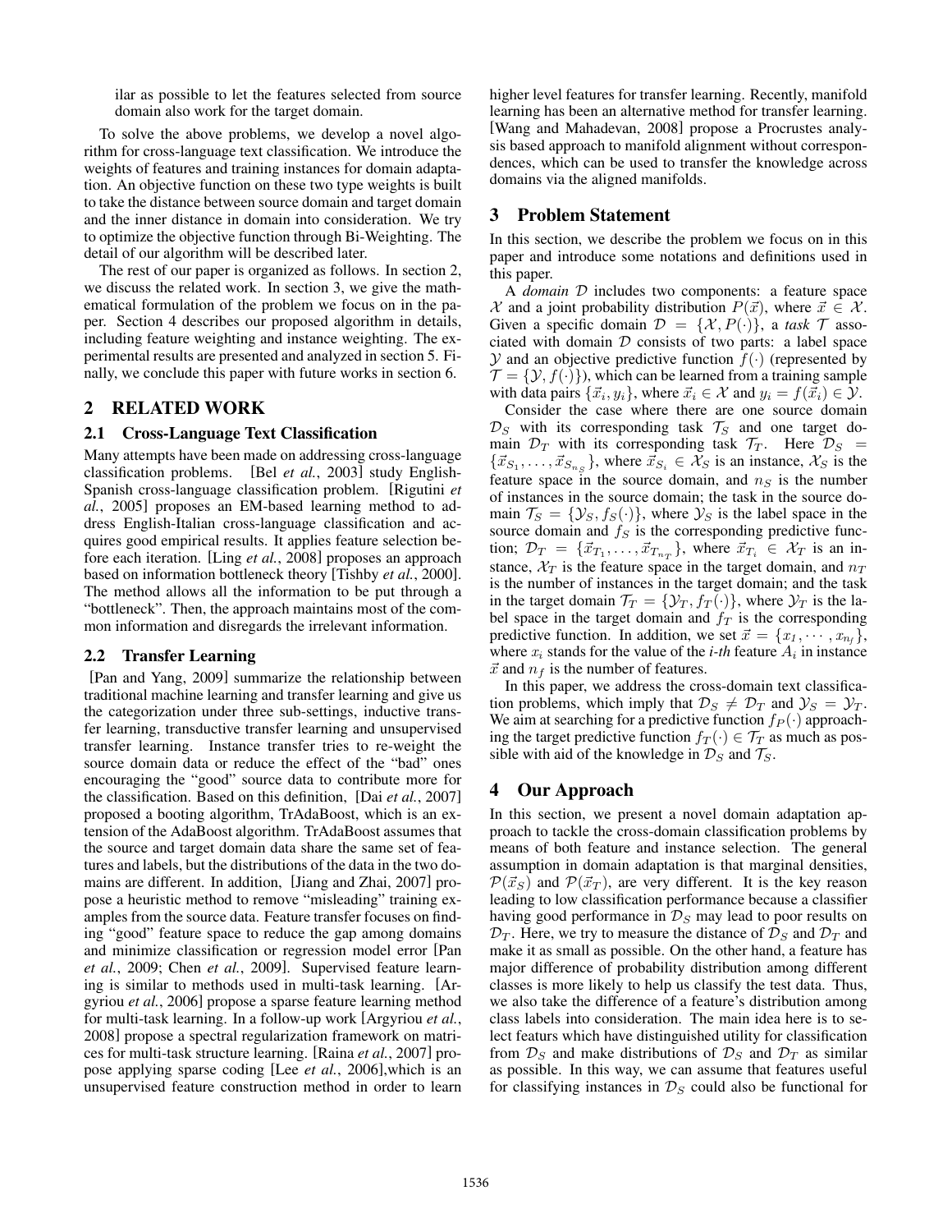ilar as possible to let the features selected from source domain also work for the target domain.

To solve the above problems, we develop a novel algorithm for cross-language text classification. We introduce the weights of features and training instances for domain adaptation. An objective function on these two type weights is built to take the distance between source domain and target domain and the inner distance in domain into consideration. We try to optimize the objective function through Bi-Weighting. The detail of our algorithm will be described later.

The rest of our paper is organized as follows. In section 2, we discuss the related work. In section 3, we give the mathematical formulation of the problem we focus on in the paper. Section 4 describes our proposed algorithm in details, including feature weighting and instance weighting. The experimental results are presented and analyzed in section 5. Finally, we conclude this paper with future works in section 6.

## 2 RELATED WORK

### 2.1 Cross-Language Text Classification

Many attempts have been made on addressing cross-language classification problems. [Bel *et al.*, 2003] study English-Spanish cross-language classification problem. [Rigutini *et al.*, 2005] proposes an EM-based learning method to address English-Italian cross-language classification and acquires good empirical results. It applies feature selection before each iteration. [Ling *et al.*, 2008] proposes an approach based on information bottleneck theory [Tishby *et al.*, 2000]. The method allows all the information to be put through a "bottleneck". Then, the approach maintains most of the common information and disregards the irrelevant information.

### 2.2 Transfer Learning

[Pan and Yang, 2009] summarize the relationship between traditional machine learning and transfer learning and give us the categorization under three sub-settings, inductive transfer learning, transductive transfer learning and unsupervised transfer learning. Instance transfer tries to re-weight the source domain data or reduce the effect of the "bad" ones encouraging the "good" source data to contribute more for the classification. Based on this definition, [Dai *et al.*, 2007] proposed a booting algorithm, TrAdaBoost, which is an extension of the AdaBoost algorithm. TrAdaBoost assumes that the source and target domain data share the same set of features and labels, but the distributions of the data in the two domains are different. In addition, [Jiang and Zhai, 2007] propose a heuristic method to remove "misleading" training examples from the source data. Feature transfer focuses on finding "good" feature space to reduce the gap among domains and minimize classification or regression model error [Pan *et al.*, 2009; Chen *et al.*, 2009]. Supervised feature learning is similar to methods used in multi-task learning. [Argyriou *et al.*, 2006] propose a sparse feature learning method for multi-task learning. In a follow-up work [Argyriou *et al.*, 2008] propose a spectral regularization framework on matrices for multi-task structure learning. [Raina *et al.*, 2007] propose applying sparse coding [Lee *et al.*, 2006],which is an unsupervised feature construction method in order to learn higher level features for transfer learning. Recently, manifold learning has been an alternative method for transfer learning. [Wang and Mahadevan, 2008] propose a Procrustes analysis based approach to manifold alignment without correspondences, which can be used to transfer the knowledge across domains via the aligned manifolds.

## 3 Problem Statement

In this section, we describe the problem we focus on in this paper and introduce some notations and definitions used in this paper.

A *domain* $\mathcal{D}$ includes two components: a feature space $\mathcal{X}$ and a joint probability distribution $P(\vec{x})$, where $\vec{x} \in \mathcal{X}$. Given a specific domain $\mathcal{D} = \{\mathcal{X}, P(\cdot)\}$, a *task* $\mathcal{T}$ associated with domain $\mathcal{D}$ consists of two parts: a label space $\mathcal{Y}$ and an objective predictive function $f(\cdot)$ (represented by $\mathcal{T} = \{\mathcal{Y}, f(\cdot)\}$), which can be learned from a training sample with data pairs $\{\vec{x}_i, y_i\}$, where $\vec{x}_i \in \mathcal{X}$ and $y_i = f(\vec{x}_i) \in \mathcal{Y}$.

Consider the case where there are one source domain $\mathcal{D}_S$ with its corresponding task $\mathcal{T}_S$ and one target domain $\mathcal{D}_T$ with its corresponding task $\mathcal{T}_T$. Here $\mathcal{D}_S = \{\vec{x}_{S_1}, \ldots, \vec{x}_{S_{n_S}}\}$, where $\vec{x}_{S_i} \in \mathcal{X}_S$ is an instance, $\mathcal{X}_S$ is the feature space in the source domain, and $n_S$ is the number of instances in the source domain; the task in the source domain $\mathcal{T}_S = \{\mathcal{Y}_S, f_S(\cdot)\}$, where $\mathcal{Y}_S$ is the label space in the source domain and $f_S$ is the corresponding predictive function; $\mathcal{D}_T = \{\vec{x}_{T_1}, \ldots, \vec{x}_{T_{n_T}}\}$, where $\vec{x}_{T_i} \in \mathcal{X}_T$ is an instance, $\mathcal{X}_T$ is the feature space in the target domain, and $n_T$ is the number of instances in the target domain; and the task in the target domain $\mathcal{T}_T = \{\mathcal{Y}_T, f_T(\cdot)\}$, where $\mathcal{Y}_T$ is the label space in the target domain and $f_T$ is the corresponding predictive function. In addition, we set $\vec{x} = \{x_1, \cdots, x_{n_f}\}$, where $x_i$ stands for the value of the *i-th* feature $A_i$ in instance $\vec{x}$ and $n_f$ is the number of features.

In this paper, we address the cross-domain text classification problems, which imply that $\mathcal{D}_S \neq \mathcal{D}_T$ and $\mathcal{Y}_S = \mathcal{Y}_T$. We aim at searching for a predictive function $f_P(\cdot)$ approaching the target predictive function $f_T(\cdot) \in \mathcal{T}_T$ as much as possible with aid of the knowledge in $\mathcal{D}_S$ and $\mathcal{T}_S$.

## 4 Our Approach

In this section, we present a novel domain adaptation approach to tackle the cross-domain classification problems by means of both feature and instance selection. The general assumption in domain adaptation is that marginal densities, $\mathcal{P}(\vec{x}_S)$ and $\mathcal{P}(\vec{x}_T)$, are very different. It is the key reason leading to low classification performance because a classifier having good performance in $\mathcal{D}_S$ may lead to poor results on $\mathcal{D}_T$. Here, we try to measure the distance of $\mathcal{D}_S$ and $\mathcal{D}_T$ and make it as small as possible. On the other hand, a feature has major difference of probability distribution among different classes is more likely to help us classify the test data. Thus, we also take the difference of a feature's distribution among class labels into consideration. The main idea here is to select featurs which have distinguished utility for classification from $\mathcal{D}_S$ and make distributions of $\mathcal{D}_S$ and $\mathcal{D}_T$ as similar as possible. In this way, we can assume that features useful for classifying instances in $\mathcal{D}_S$ could also be functional for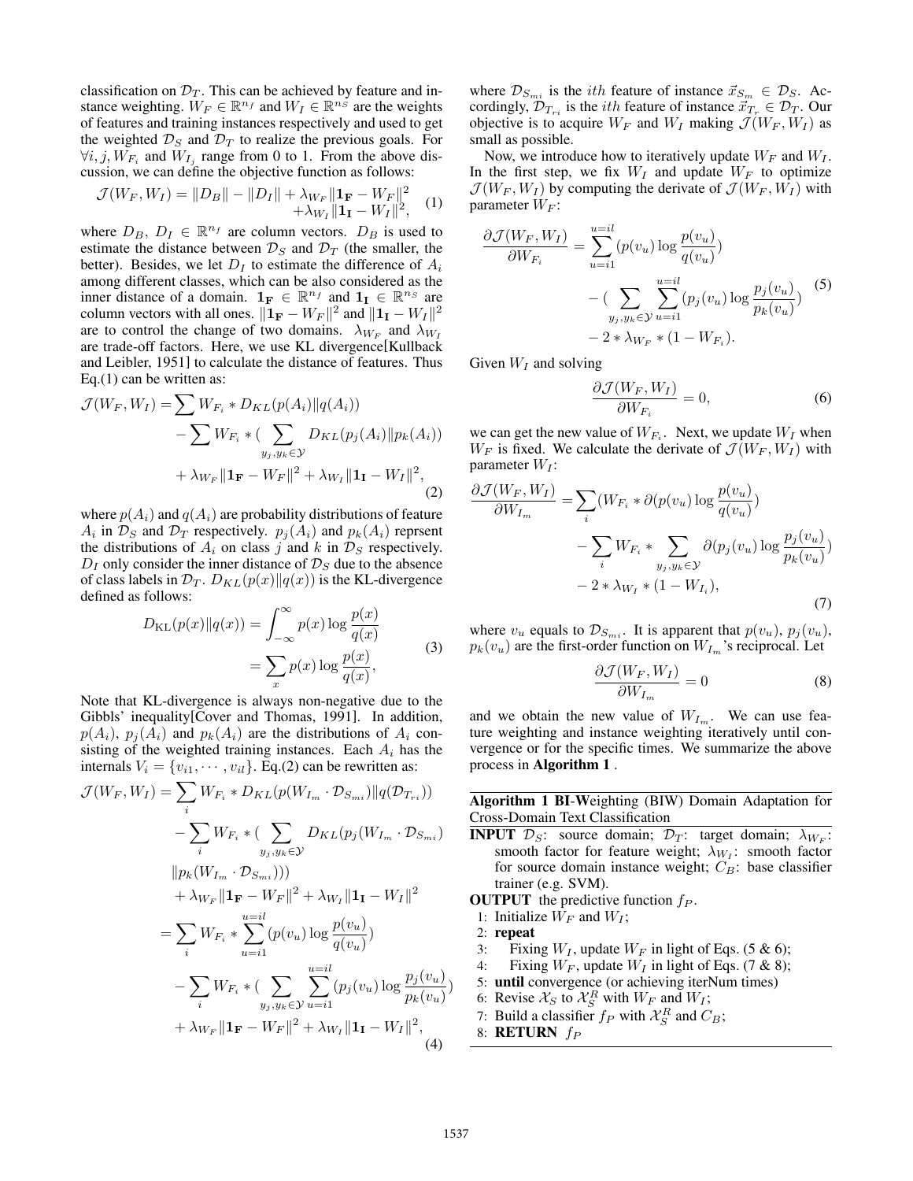classification on $\mathcal{D}_T$. This can be achieved by feature and instance weighting. $W_F \in \mathbb{R}^{n_f}$ and $W_I \in \mathbb{R}^{n_S}$ are the weights of features and training instances respectively and used to get the weighted $\mathcal{D}_S$ and $\mathcal{D}_T$ to realize the previous goals. For $\forall i, j, W_{F_i}$ and $W_{I_j}$ range from 0 to 1. From the above discussion, we can define the objective function as follows:

$$\mathcal{J}(W_F, W_I) = \|D_B\| - \|D_I\| + \lambda_{W_F}\|\mathbf{1_F} - W_F\|^2 + \lambda_{W_I}\|\mathbf{1_I} - W_I\|^2, \quad (1)$$

where $D_B$, $D_I \in \mathbb{R}^{n_f}$ are column vectors. $D_B$ is used to estimate the distance between $\mathcal{D}_S$ and $\mathcal{D}_T$ (the smaller, the better). Besides, we let $D_I$ to estimate the difference of $A_i$ among different classes, which can be also considered as the inner distance of a domain. $\mathbf{1_F} \in \mathbb{R}^{n_f}$ and $\mathbf{1_I} \in \mathbb{R}^{n_S}$ are column vectors with all ones. $\|\mathbf{1_F} - W_F\|^2$ and $\|\mathbf{1_I} - W_I\|^2$ are to control the change of two domains. $\lambda_{W_F}$ and $\lambda_{W_I}$ are trade-off factors. Here, we use KL divergence[Kullback and Leibler, 1951] to calculate the distance of features. Thus Eq.(1) can be written as:

$$\begin{aligned}\mathcal{J}(W_F, W_I) = &\sum W_{F_i} * D_{KL}(p(A_i)\|q(A_i)) \\ &- \sum W_{F_i} * (\sum_{y_j, y_k \in \mathcal{Y}} D_{KL}(p_j(A_i)\|p_k(A_i))) \\ &+ \lambda_{W_F}\|\mathbf{1_F} - W_F\|^2 + \lambda_{W_I}\|\mathbf{1_I} - W_I\|^2,\end{aligned} \quad (2)$$

where $p(A_i)$ and $q(A_i)$ are probability distributions of feature $A_i$ in $\mathcal{D}_S$ and $\mathcal{D}_T$ respectively. $p_j(A_i)$ and $p_k(A_i)$ reprsent the distributions of $A_i$ on class $j$ and $k$ in $\mathcal{D}_S$ respectively. $D_I$ only consider the inner distance of $\mathcal{D}_S$ due to the absence of class labels in $\mathcal{D}_T$. $D_{KL}(p(x)\|q(x))$ is the KL-divergence defined as follows:

$$\begin{aligned}D_{\mathrm{KL}}(p(x)\|q(x)) &= \int_{-\infty}^{\infty} p(x) \log \frac{p(x)}{q(x)} \\ &= \sum_x p(x) \log \frac{p(x)}{q(x)},\end{aligned} \quad (3)$$

Note that KL-divergence is always non-negative due to the Gibbls' inequality[Cover and Thomas, 1991]. In addition, $p(A_i)$, $p_j(A_i)$ and $p_k(A_i)$ are the distributions of $A_i$ consisting of the weighted training instances. Each $A_i$ has the internals $V_i = \{v_{i1}, \cdots, v_{il}\}$. Eq.(2) can be rewritten as:

$$\begin{aligned}\mathcal{J}(W_F, W_I) = &\sum_i W_{F_i} * D_{KL}(p(W_{I_m} \cdot \mathcal{D}_{S_{mi}})\|q(\mathcal{D}_{T_{ri}})) \\ &- \sum_i W_{F_i} * (\sum_{y_j, y_k \in \mathcal{Y}} D_{KL}(p_j(W_{I_m} \cdot \mathcal{D}_{S_{mi}}) \\ &\|p_k(W_{I_m} \cdot \mathcal{D}_{S_{mi}}))) \\ &+ \lambda_{W_F}\|\mathbf{1_F} - W_F\|^2 + \lambda_{W_I}\|\mathbf{1_I} - W_I\|^2 \\ = &\sum_i W_{F_i} * \sum_{u=i1}^{u=il} (p(v_u) \log \frac{p(v_u)}{q(v_u)}) \\ &- \sum_i W_{F_i} * (\sum_{y_j, y_k \in \mathcal{Y}} \sum_{u=i1}^{u=il} (p_j(v_u) \log \frac{p_j(v_u)}{p_k(v_u)}) \\ &+ \lambda_{W_F}\|\mathbf{1_F} - W_F\|^2 + \lambda_{W_I}\|\mathbf{1_I} - W_I\|^2,\end{aligned} \quad (4)$$

where $\mathcal{D}_{S_{mi}}$ is the $ith$ feature of instance $\vec{x}_{S_m} \in \mathcal{D}_S$. Accordingly, $\mathcal{D}_{T_{ri}}$ is the $ith$ feature of instance $\vec{x}_{T_r} \in \mathcal{D}_T$. Our objective is to acquire $W_F$ and $W_I$ making $\mathcal{J}(W_F, W_I)$ as small as possible.

Now, we introduce how to iteratively update $W_F$ and $W_I$. In the first step, we fix $W_I$ and update $W_F$ to optimize $\mathcal{J}(W_F, W_I)$ by computing the derivate of $\mathcal{J}(W_F, W_I)$ with parameter $W_F$:

$$\begin{aligned}\frac{\partial \mathcal{J}(W_F, W_I)}{\partial W_{F_i}} = &\sum_{u=i1}^{u=il} (p(v_u) \log \frac{p(v_u)}{q(v_u)}) \\ &- (\sum_{y_j, y_k \in \mathcal{Y}} \sum_{u=i1}^{u=il} (p_j(v_u) \log \frac{p_j(v_u)}{p_k(v_u)}) \\ &- 2 * \lambda_{W_F} * (1 - W_{F_i}).\end{aligned} \quad (5)$$

Given $W_I$ and solving

$$\frac{\partial \mathcal{J}(W_F, W_I)}{\partial W_{F_i}} = 0, \quad (6)$$

we can get the new value of $W_{F_i}$. Next, we update $W_I$ when $W_F$ is fixed. We calculate the derivate of $\mathcal{J}(W_F, W_I)$ with parameter $W_I$:

$$\begin{aligned}\frac{\partial \mathcal{J}(W_F, W_I)}{\partial W_{I_m}} = &\sum_i (W_{F_i} * \partial(p(v_u) \log \frac{p(v_u)}{q(v_u)}) \\ &- \sum_i W_{F_i} * \sum_{y_j, y_k \in \mathcal{Y}} \partial(p_j(v_u) \log \frac{p_j(v_u)}{p_k(v_u)}) \\ &- 2 * \lambda_{W_I} * (1 - W_{I_i}),\end{aligned} \quad (7)$$

where $v_u$ equals to $\mathcal{D}_{S_{mi}}$. It is apparent that $p(v_u)$, $p_j(v_u)$, $p_k(v_u)$ are the first-order function on $W_{I_m}$'s reciprocal. Let

$$\frac{\partial \mathcal{J}(W_F, W_I)}{\partial W_{I_m}} = 0 \quad (8)$$

and we obtain the new value of $W_{I_m}$. We can use feature weighting and instance weighting iteratively until convergence or for the specific times. We summarize the above process in **Algorithm 1** .

**Algorithm 1 BI-Weighting (BIW) Domain Adaptation for Cross-Domain Text Classification**

**INPUT** $\mathcal{D}_S$: source domain; $\mathcal{D}_T$: target domain; $\lambda_{W_F}$: smooth factor for feature weight; $\lambda_{W_I}$: smooth factor for source domain instance weight; $C_B$: base classifier trainer (e.g. SVM).

**OUTPUT** the predictive function $f_P$.

1: Initialize $W_F$ and $W_I$;
2: **repeat**
3: Fixing $W_I$, update $W_F$ in light of Eqs. (5 & 6);
4: Fixing $W_F$, update $W_I$ in light of Eqs. (7 & 8);
5: **until** convergence (or achieving iterNum times)
6: Revise $\mathcal{X}_S$ to $\mathcal{X}_S^R$ with $W_F$ and $W_I$;
7: Build a classifier $f_P$ with $\mathcal{X}_S^R$ and $C_B$;
8: **RETURN** $f_P$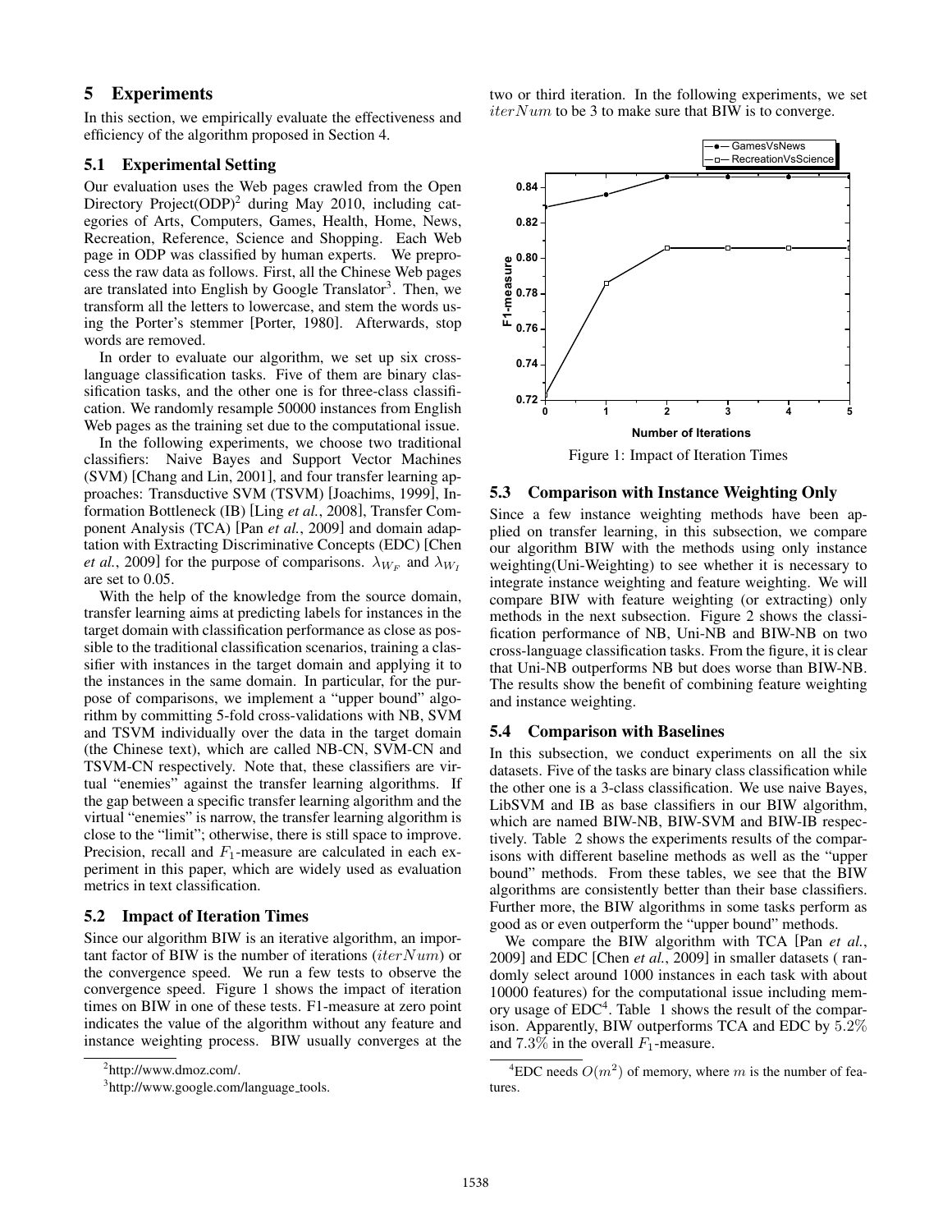# 5 Experiments

In this section, we empirically evaluate the effectiveness and efficiency of the algorithm proposed in Section 4.

## 5.1 Experimental Setting

Our evaluation uses the Web pages crawled from the Open Directory Project(ODP)[2] during May 2010, including categories of Arts, Computers, Games, Health, Home, News, Recreation, Reference, Science and Shopping. Each Web page in ODP was classified by human experts. We preprocess the raw data as follows. First, all the Chinese Web pages are translated into English by Google Translator[3]. Then, we transform all the letters to lowercase, and stem the words using the Porter's stemmer [Porter, 1980]. Afterwards, stop words are removed.

In order to evaluate our algorithm, we set up six cross-language classification tasks. Five of them are binary classification tasks, and the other one is for three-class classification. We randomly resample 50000 instances from English Web pages as the training set due to the computational issue.

In the following experiments, we choose two traditional classifiers: Naive Bayes and Support Vector Machines (SVM) [Chang and Lin, 2001], and four transfer learning approaches: Transductive SVM (TSVM) [Joachims, 1999], Information Bottleneck (IB) [Ling *et al.*, 2008], Transfer Component Analysis (TCA) [Pan *et al.*, 2009] and domain adaptation with Extracting Discriminative Concepts (EDC) [Chen *et al.*, 2009] for the purpose of comparisons. $\lambda_{W_F}$ and $\lambda_{W_I}$ are set to 0.05.

With the help of the knowledge from the source domain, transfer learning aims at predicting labels for instances in the target domain with classification performance as close as possible to the traditional classification scenarios, training a classifier with instances in the target domain and applying it to the instances in the same domain. In particular, for the purpose of comparisons, we implement a "upper bound" algorithm by committing 5-fold cross-validations with NB, SVM and TSVM individually over the data in the target domain (the Chinese text), which are called NB-CN, SVM-CN and TSVM-CN respectively. Note that, these classifiers are virtual "enemies" against the transfer learning algorithms. If the gap between a specific transfer learning algorithm and the virtual "enemies" is narrow, the transfer learning algorithm is close to the "limit"; otherwise, there is still space to improve. Precision, recall and $F_1$-measure are calculated in each experiment in this paper, which are widely used as evaluation metrics in text classification.

## 5.2 Impact of Iteration Times

Since our algorithm BIW is an iterative algorithm, an important factor of BIW is the number of iterations ($iterNum$) or the convergence speed. We run a few tests to observe the convergence speed. Figure 1 shows the impact of iteration times on BIW in one of these tests. F1-measure at zero point indicates the value of the algorithm without any feature and instance weighting process. BIW usually converges at the two or third iteration. In the following experiments, we set $iterNum$ to be 3 to make sure that BIW is to converge.

Figure 1: Impact of Iteration Times

## 5.3 Comparison with Instance Weighting Only

Since a few instance weighting methods have been applied on transfer learning, in this subsection, we compare our algorithm BIW with the methods using only instance weighting(Uni-Weighting) to see whether it is necessary to integrate instance weighting and feature weighting. We will compare BIW with feature weighting (or extracting) only methods in the next subsection. Figure 2 shows the classification performance of NB, Uni-NB and BIW-NB on two cross-language classification tasks. From the figure, it is clear that Uni-NB outperforms NB but does worse than BIW-NB. The results show the benefit of combining feature weighting and instance weighting.

## 5.4 Comparison with Baselines

In this subsection, we conduct experiments on all the six datasets. Five of the tasks are binary class classification while the other one is a 3-class classification. We use naive Bayes, LibSVM and IB as base classifiers in our BIW algorithm, which are named BIW-NB, BIW-SVM and BIW-IB respectively. Table 2 shows the experiments results of the comparisons with different baseline methods as well as the "upper bound" methods. From these tables, we see that the BIW algorithms are consistently better than their base classifiers. Further more, the BIW algorithms in some tasks perform as good as or even outperform the "upper bound" methods.

We compare the BIW algorithm with TCA [Pan *et al.*, 2009] and EDC [Chen *et al.*, 2009] in smaller datasets ( randomly select around 1000 instances in each task with about 10000 features) for the computational issue including memory usage of EDC[4]. Table 1 shows the result of the comparison. Apparently, BIW outperforms TCA and EDC by $5.2\%$ and $7.3\%$ in the overall $F_1$-measure.

---

[2] http://www.dmoz.com/.

[3] http://www.google.com/language_tools.

[4] EDC needs $O(m^2)$ of memory, where $m$ is the number of features.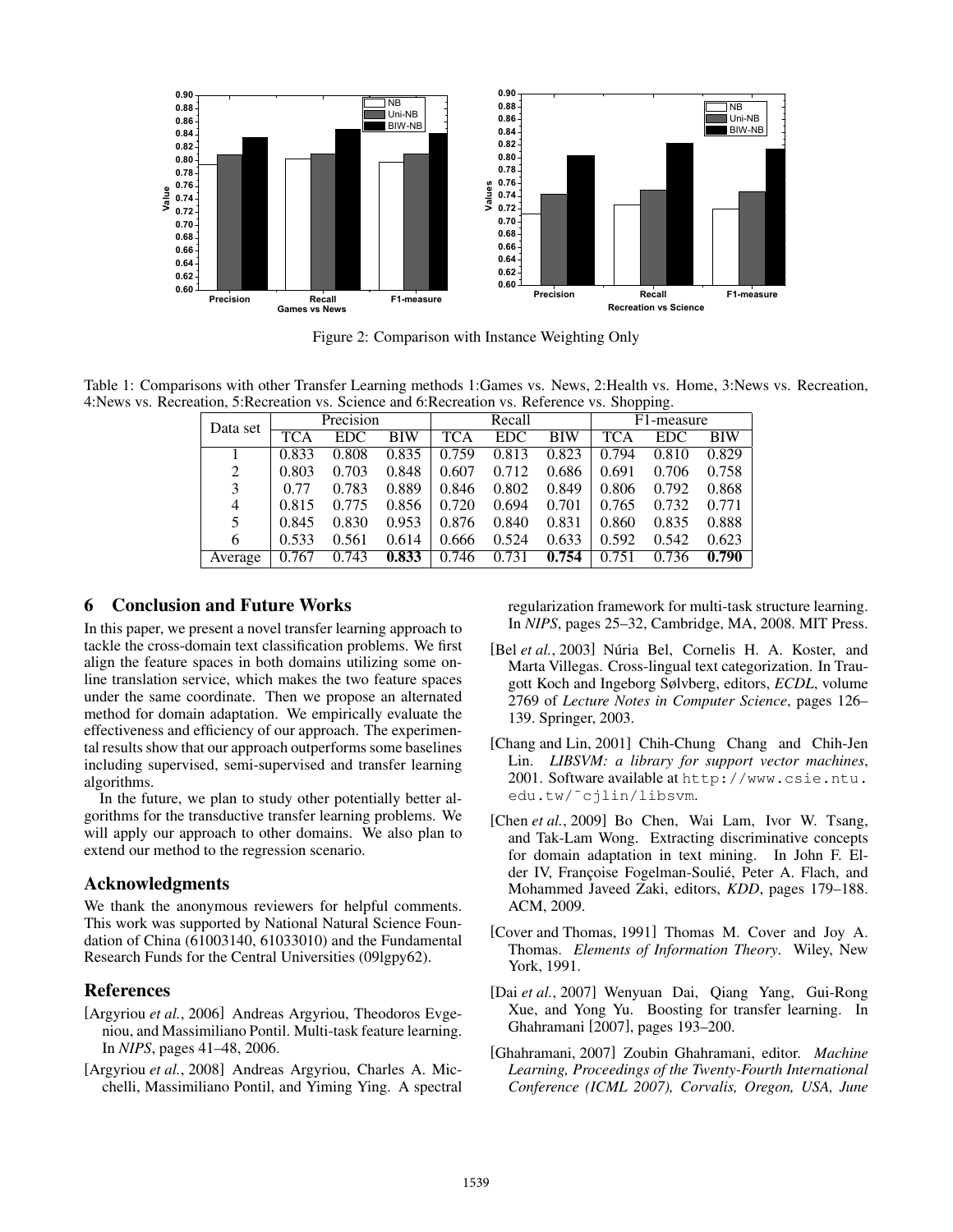Figure 2: Comparison with Instance Weighting Only

Table 1: Comparisons with other Transfer Learning methods 1:Games vs. News, 2:Health vs. Home, 3:News vs. Recreation, 4:News vs. Recreation, 5:Recreation vs. Science and 6:Recreation vs. Reference vs. Shopping.

| Data set | Precision | | | Recall | | | F1-measure | | |
|---|---|---|---|---|---|---|---|---|---|
| | TCA | EDC | BIW | TCA | EDC | BIW | TCA | EDC | BIW |
| 1 | 0.833 | 0.808 | 0.835 | 0.759 | 0.813 | 0.823 | 0.794 | 0.810 | 0.829 |
| 2 | 0.803 | 0.703 | 0.848 | 0.607 | 0.712 | 0.686 | 0.691 | 0.706 | 0.758 |
| 3 | 0.77 | 0.783 | 0.889 | 0.846 | 0.802 | 0.849 | 0.806 | 0.792 | 0.868 |
| 4 | 0.815 | 0.775 | 0.856 | 0.720 | 0.694 | 0.701 | 0.765 | 0.732 | 0.771 |
| 5 | 0.845 | 0.830 | 0.953 | 0.876 | 0.840 | 0.831 | 0.860 | 0.835 | 0.888 |
| 6 | 0.533 | 0.561 | 0.614 | 0.666 | 0.524 | 0.633 | 0.592 | 0.542 | 0.623 |
| Average | 0.767 | 0.743 | **0.833** | 0.746 | 0.731 | **0.754** | 0.751 | 0.736 | **0.790** |

## 6 Conclusion and Future Works

In this paper, we present a novel transfer learning approach to tackle the cross-domain text classification problems. We first align the feature spaces in both domains utilizing some online translation service, which makes the two feature spaces under the same coordinate. Then we propose an alternated method for domain adaptation. We empirically evaluate the effectiveness and efficiency of our approach. The experimental results show that our approach outperforms some baselines including supervised, semi-supervised and transfer learning algorithms.

In the future, we plan to study other potentially better algorithms for the transductive transfer learning problems. We will apply our approach to other domains. We also plan to extend our method to the regression scenario.

## Acknowledgments

We thank the anonymous reviewers for helpful comments. This work was supported by National Natural Science Foundation of China (61003140, 61033010) and the Fundamental Research Funds for the Central Universities (09lgpy62).

## References

[Argyriou *et al.*, 2006] Andreas Argyriou, Theodoros Evgeniou, and Massimiliano Pontil. Multi-task feature learning. In *NIPS*, pages 41–48, 2006.

[Argyriou *et al.*, 2008] Andreas Argyriou, Charles A. Micchelli, Massimiliano Pontil, and Yiming Ying. A spectral regularization framework for multi-task structure learning. In *NIPS*, pages 25–32, Cambridge, MA, 2008. MIT Press.

[Bel *et al.*, 2003] Núria Bel, Cornelis H. A. Koster, and Marta Villegas. Cross-lingual text categorization. In Traugott Koch and Ingeborg Sølvberg, editors, *ECDL*, volume 2769 of *Lecture Notes in Computer Science*, pages 126–139. Springer, 2003.

[Chang and Lin, 2001] Chih-Chung Chang and Chih-Jen Lin. *LIBSVM: a library for support vector machines*, 2001. Software available at `http://www.csie.ntu.edu.tw/~cjlin/libsvm`.

[Chen *et al.*, 2009] Bo Chen, Wai Lam, Ivor W. Tsang, and Tak-Lam Wong. Extracting discriminative concepts for domain adaptation in text mining. In John F. Elder IV, Françoise Fogelman-Soulié, Peter A. Flach, and Mohammed Javeed Zaki, editors, *KDD*, pages 179–188. ACM, 2009.

[Cover and Thomas, 1991] Thomas M. Cover and Joy A. Thomas. *Elements of Information Theory*. Wiley, New York, 1991.

[Dai *et al.*, 2007] Wenyuan Dai, Qiang Yang, Gui-Rong Xue, and Yong Yu. Boosting for transfer learning. In Ghahramani [2007], pages 193–200.

[Ghahramani, 2007] Zoubin Ghahramani, editor. *Machine Learning, Proceedings of the Twenty-Fourth International Conference (ICML 2007), Corvalis, Oregon, USA, June*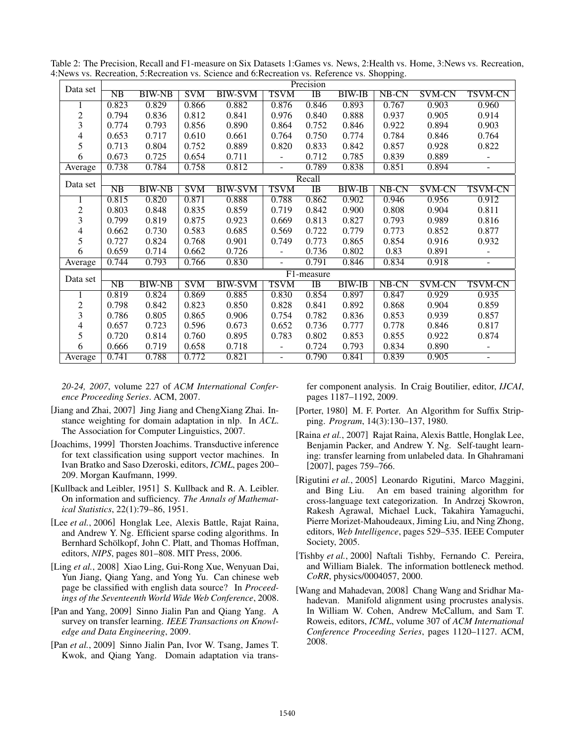Table 2: The Precision, Recall and F1-measure on Six Datasets 1:Games vs. News, 2:Health vs. Home, 3:News vs. Recreation, 4:News vs. Recreation, 5:Recreation vs. Science and 6:Recreation vs. Reference vs. Shopping.

| Data set | Precision | | | | | | | | | |
|---|---|---|---|---|---|---|---|---|---|---|
| | NB | BIW-NB | SVM | BIW-SVM | TSVM | IB | BIW-IB | NB-CN | SVM-CN | TSVM-CN |
| 1 | 0.823 | 0.829 | 0.866 | 0.882 | 0.876 | 0.846 | 0.893 | 0.767 | 0.903 | 0.960 |
| 2 | 0.794 | 0.836 | 0.812 | 0.841 | 0.976 | 0.840 | 0.888 | 0.937 | 0.905 | 0.914 |
| 3 | 0.774 | 0.793 | 0.856 | 0.890 | 0.864 | 0.752 | 0.846 | 0.922 | 0.894 | 0.903 |
| 4 | 0.653 | 0.717 | 0.610 | 0.661 | 0.764 | 0.750 | 0.774 | 0.784 | 0.846 | 0.764 |
| 5 | 0.713 | 0.804 | 0.752 | 0.889 | 0.820 | 0.833 | 0.842 | 0.857 | 0.928 | 0.822 |
| 6 | 0.673 | 0.725 | 0.654 | 0.711 | - | 0.712 | 0.785 | 0.839 | 0.889 | - |
| Average | 0.738 | 0.784 | 0.758 | 0.812 | - | 0.789 | 0.838 | 0.851 | 0.894 | - |
| Data set | Recall | | | | | | | | | |
| | NB | BIW-NB | SVM | BIW-SVM | TSVM | IB | BIW-IB | NB-CN | SVM-CN | TSVM-CN |
| 1 | 0.815 | 0.820 | 0.871 | 0.888 | 0.788 | 0.862 | 0.902 | 0.946 | 0.956 | 0.912 |
| 2 | 0.803 | 0.848 | 0.835 | 0.859 | 0.719 | 0.842 | 0.900 | 0.808 | 0.904 | 0.811 |
| 3 | 0.799 | 0.819 | 0.875 | 0.923 | 0.669 | 0.813 | 0.827 | 0.793 | 0.989 | 0.816 |
| 4 | 0.662 | 0.730 | 0.583 | 0.685 | 0.569 | 0.722 | 0.779 | 0.773 | 0.852 | 0.877 |
| 5 | 0.727 | 0.824 | 0.768 | 0.901 | 0.749 | 0.773 | 0.865 | 0.854 | 0.916 | 0.932 |
| 6 | 0.659 | 0.714 | 0.662 | 0.726 | - | 0.736 | 0.802 | 0.83 | 0.891 | - |
| Average | 0.744 | 0.793 | 0.766 | 0.830 | - | 0.791 | 0.846 | 0.834 | 0.918 | - |
| Data set | F1-measure | | | | | | | | | |
| | NB | BIW-NB | SVM | BIW-SVM | TSVM | IB | BIW-IB | NB-CN | SVM-CN | TSVM-CN |
| 1 | 0.819 | 0.824 | 0.869 | 0.885 | 0.830 | 0.854 | 0.897 | 0.847 | 0.929 | 0.935 |
| 2 | 0.798 | 0.842 | 0.823 | 0.850 | 0.828 | 0.841 | 0.892 | 0.868 | 0.904 | 0.859 |
| 3 | 0.786 | 0.805 | 0.865 | 0.906 | 0.754 | 0.782 | 0.836 | 0.853 | 0.939 | 0.857 |
| 4 | 0.657 | 0.723 | 0.596 | 0.673 | 0.652 | 0.736 | 0.777 | 0.778 | 0.846 | 0.817 |
| 5 | 0.720 | 0.814 | 0.760 | 0.895 | 0.783 | 0.802 | 0.853 | 0.855 | 0.922 | 0.874 |
| 6 | 0.666 | 0.719 | 0.658 | 0.718 | - | 0.724 | 0.793 | 0.834 | 0.890 | - |
| Average | 0.741 | 0.788 | 0.772 | 0.821 | - | 0.790 | 0.841 | 0.839 | 0.905 | - |

*20-24, 2007*, volume 227 of *ACM International Conference Proceeding Series*. ACM, 2007.

[Jiang and Zhai, 2007] Jing Jiang and ChengXiang Zhai. Instance weighting for domain adaptation in nlp. In *ACL*. The Association for Computer Linguistics, 2007.

[Joachims, 1999] Thorsten Joachims. Transductive inference for text classification using support vector machines. In Ivan Bratko and Saso Dzeroski, editors, *ICML*, pages 200–209. Morgan Kaufmann, 1999.

[Kullback and Leibler, 1951] S. Kullback and R. A. Leibler. On information and sufficiency. *The Annals of Mathematical Statistics*, 22(1):79–86, 1951.

[Lee *et al.*, 2006] Honglak Lee, Alexis Battle, Rajat Raina, and Andrew Y. Ng. Efficient sparse coding algorithms. In Bernhard Schölkopf, John C. Platt, and Thomas Hoffman, editors, *NIPS*, pages 801–808. MIT Press, 2006.

[Ling *et al.*, 2008] Xiao Ling, Gui-Rong Xue, Wenyuan Dai, Yun Jiang, Qiang Yang, and Yong Yu. Can chinese web page be classified with english data source? In *Proceedings of the Seventeenth World Wide Web Conference*, 2008.

[Pan and Yang, 2009] Sinno Jialin Pan and Qiang Yang. A survey on transfer learning. *IEEE Transactions on Knowledge and Data Engineering*, 2009.

[Pan *et al.*, 2009] Sinno Jialin Pan, Ivor W. Tsang, James T. Kwok, and Qiang Yang. Domain adaptation via transfer component analysis. In Craig Boutilier, editor, *IJCAI*, pages 1187–1192, 2009.

[Porter, 1980] M. F. Porter. An Algorithm for Suffix Stripping. *Program*, 14(3):130–137, 1980.

[Raina *et al.*, 2007] Rajat Raina, Alexis Battle, Honglak Lee, Benjamin Packer, and Andrew Y. Ng. Self-taught learning: transfer learning from unlabeled data. In Ghahramani [2007], pages 759–766.

[Rigutini *et al.*, 2005] Leonardo Rigutini, Marco Maggini, and Bing Liu. An em based training algorithm for cross-language text categorization. In Andrzej Skowron, Rakesh Agrawal, Michael Luck, Takahira Yamaguchi, Pierre Morizet-Mahoudeaux, Jiming Liu, and Ning Zhong, editors, *Web Intelligence*, pages 529–535. IEEE Computer Society, 2005.

[Tishby *et al.*, 2000] Naftali Tishby, Fernando C. Pereira, and William Bialek. The information bottleneck method. *CoRR*, physics/0004057, 2000.

[Wang and Mahadevan, 2008] Chang Wang and Sridhar Mahadevan. Manifold alignment using procrustes analysis. In William W. Cohen, Andrew McCallum, and Sam T. Roweis, editors, *ICML*, volume 307 of *ACM International Conference Proceeding Series*, pages 1120–1127. ACM, 2008.